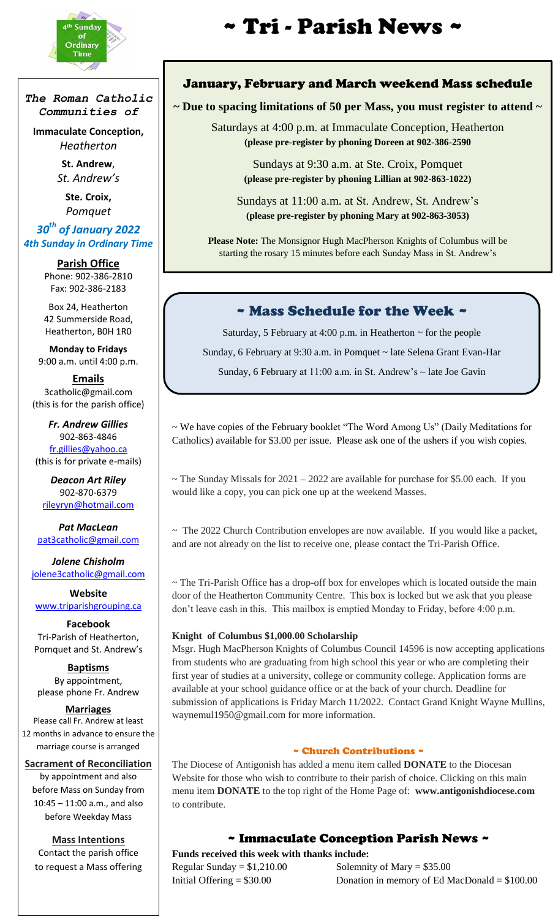# ~ Tri - Parish News ~

4th Sunday of Ordinary Time

*The Roman Catholic Communities of*

**Immaculate Conception,** *Heatherton*

**St. Andrew**, *St. Andrew's*

**Ste. Croix,** *Pomquet*

***30th of January 2022***
***4th Sunday in Ordinary Time***

**Parish Office**
Phone: 902-386-2810
Fax: 902-386-2183

Box 24, Heatherton
42 Summerside Road,
Heatherton, B0H 1R0

**Monday to Fridays**
9:00 a.m. until 4:00 p.m.

**Emails**
3catholic@gmail.com
(this is for the parish office)

***Fr. Andrew Gillies***
902-863-4846
fr.gillies@yahoo.ca
(this is for private e-mails)

***Deacon Art Riley***
902-870-6379
rileyryn@hotmail.com

***Pat MacLean***
pat3catholic@gmail.com

***Jolene Chisholm***
jolene3catholic@gmail.com

**Website**
www.triparishgrouping.ca

**Facebook**
Tri-Parish of Heatherton, Pomquet and St. Andrew's

**Baptisms**
By appointment, please phone Fr. Andrew

**Marriages**
Please call Fr. Andrew at least 12 months in advance to ensure the marriage course is arranged

**Sacrament of Reconciliation**
by appointment and also before Mass on Sunday from 10:45 – 11:00 a.m., and also before Weekday Mass

**Mass Intentions**
Contact the parish office to request a Mass offering

## January, February and March weekend Mass schedule

**~ Due to spacing limitations of 50 per Mass, you must register to attend ~**

Saturdays at 4:00 p.m. at Immaculate Conception, Heatherton
**(please pre-register by phoning Doreen at 902-386-2590**

Sundays at 9:30 a.m. at Ste. Croix, Pomquet
**(please pre-register by phoning Lillian at 902-863-1022)**

Sundays at 11:00 a.m. at St. Andrew, St. Andrew's
**(please pre-register by phoning Mary at 902-863-3053)**

**Please Note:** The Monsignor Hugh MacPherson Knights of Columbus will be starting the rosary 15 minutes before each Sunday Mass in St. Andrew's

## ~ Mass Schedule for the Week ~

Saturday, 5 February at 4:00 p.m. in Heatherton ~ for the people

Sunday, 6 February at 9:30 a.m. in Pomquet ~ late Selena Grant Evan-Har

Sunday, 6 February at 11:00 a.m. in St. Andrew's ~ late Joe Gavin

~ We have copies of the February booklet "The Word Among Us" (Daily Meditations for Catholics) available for $3.00 per issue. Please ask one of the ushers if you wish copies.

~ The Sunday Missals for 2021 – 2022 are available for purchase for $5.00 each. If you would like a copy, you can pick one up at the weekend Masses.

~ The 2022 Church Contribution envelopes are now available. If you would like a packet, and are not already on the list to receive one, please contact the Tri-Parish Office.

~ The Tri-Parish Office has a drop-off box for envelopes which is located outside the main door of the Heatherton Community Centre. This box is locked but we ask that you please don't leave cash in this. This mailbox is emptied Monday to Friday, before 4:00 p.m.

**Knight of Columbus $1,000.00 Scholarship**

Msgr. Hugh MacPherson Knights of Columbus Council 14596 is now accepting applications from students who are graduating from high school this year or who are completing their first year of studies at a university, college or community college. Application forms are available at your school guidance office or at the back of your church. Deadline for submission of applications is Friday March 11/2022. Contact Grand Knight Wayne Mullins, waynemul1950@gmail.com for more information.

### ~ Church Contributions ~

The Diocese of Antigonish has added a menu item called **DONATE** to the Diocesan Website for those who wish to contribute to their parish of choice. Clicking on this main menu item **DONATE** to the top right of the Home Page of: **www.antigonishdiocese.com** to contribute.

## ~ Immaculate Conception Parish News ~

**Funds received this week with thanks include:**

Regular Sunday = $1,210.00
Solemnity of Mary = $35.00
Initial Offering = $30.00
Donation in memory of Ed MacDonald = $100.00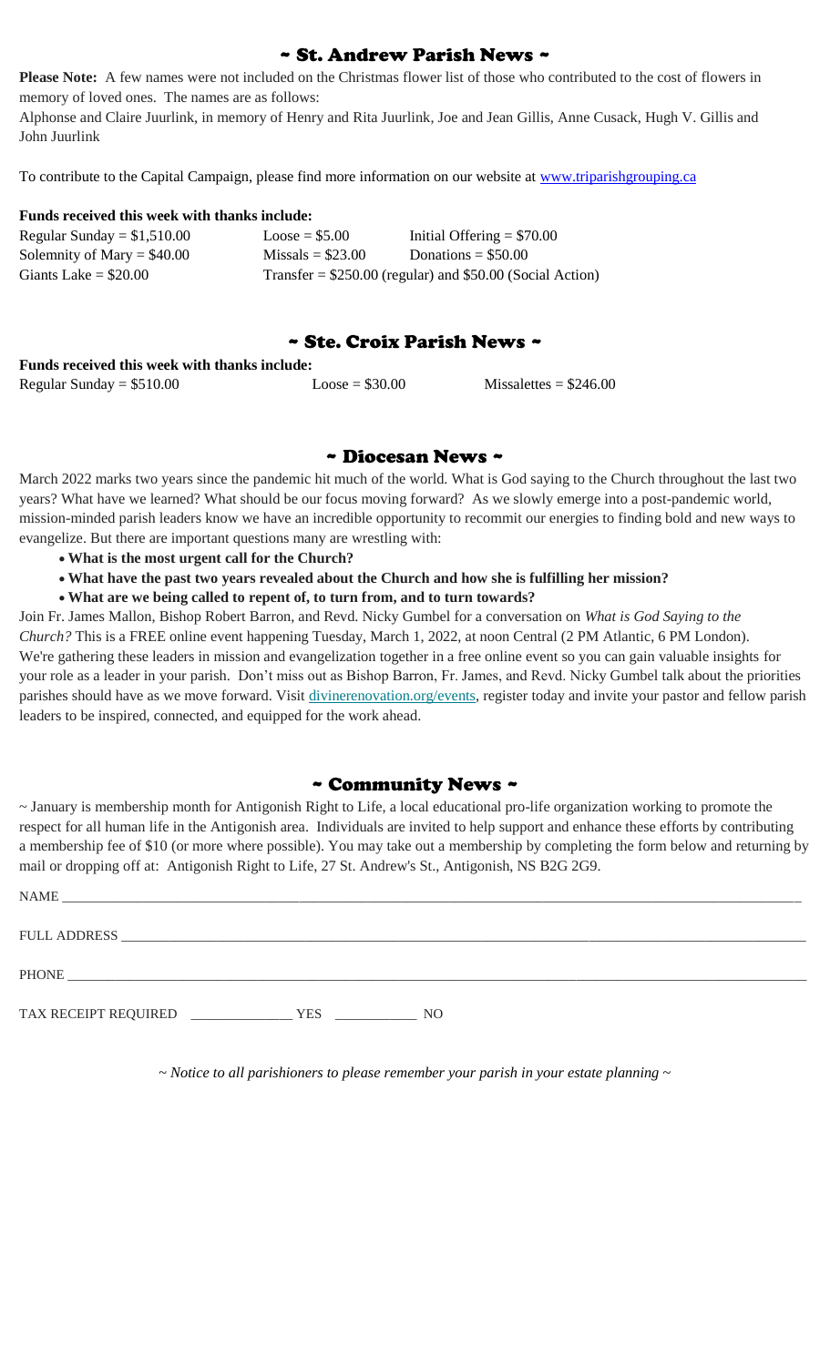## ~ St. Andrew Parish News ~

**Please Note:** A few names were not included on the Christmas flower list of those who contributed to the cost of flowers in memory of loved ones. The names are as follows:

Alphonse and Claire Juurlink, in memory of Henry and Rita Juurlink, Joe and Jean Gillis, Anne Cusack, Hugh V. Gillis and John Juurlink

To contribute to the Capital Campaign, please find more information on our website at www.triparishgrouping.ca

**Funds received this week with thanks include:**

| | | |
|---|---|---|
| Regular Sunday = $1,510.00 | Loose = $5.00 | Initial Offering = $70.00 |
| Solemnity of Mary = $40.00 | Missals = $23.00 | Donations = $50.00 |
| Giants Lake = $20.00 | Transfer = $250.00 (regular) and $50.00 (Social Action) | |

## ~ Ste. Croix Parish News ~

**Funds received this week with thanks include:**

| | | |
|---|---|---|
| Regular Sunday = $510.00 | Loose = $30.00 | Missalettes = $246.00 |

## ~ Diocesan News ~

March 2022 marks two years since the pandemic hit much of the world. What is God saying to the Church throughout the last two years? What have we learned? What should be our focus moving forward? As we slowly emerge into a post-pandemic world, mission-minded parish leaders know we have an incredible opportunity to recommit our energies to finding bold and new ways to evangelize. But there are important questions many are wrestling with:

- **What is the most urgent call for the Church?**
- **What have the past two years revealed about the Church and how she is fulfilling her mission?**
- **What are we being called to repent of, to turn from, and to turn towards?**

Join Fr. James Mallon, Bishop Robert Barron, and Revd. Nicky Gumbel for a conversation on *What is God Saying to the Church?* This is a FREE online event happening Tuesday, March 1, 2022, at noon Central (2 PM Atlantic, 6 PM London). We're gathering these leaders in mission and evangelization together in a free online event so you can gain valuable insights for your role as a leader in your parish. Don't miss out as Bishop Barron, Fr. James, and Revd. Nicky Gumbel talk about the priorities parishes should have as we move forward. Visit divinerenovation.org/events, register today and invite your pastor and fellow parish leaders to be inspired, connected, and equipped for the work ahead.

## ~ Community News ~

~ January is membership month for Antigonish Right to Life, a local educational pro-life organization working to promote the respect for all human life in the Antigonish area. Individuals are invited to help support and enhance these efforts by contributing a membership fee of $10 (or more where possible). You may take out a membership by completing the form below and returning by mail or dropping off at: Antigonish Right to Life, 27 St. Andrew's St., Antigonish, NS B2G 2G9.

NAME ______________________________________________

FULL ADDRESS ______________________________________________

PHONE ______________________________________________

TAX RECEIPT REQUIRED ______________ YES ____________ NO

*~ Notice to all parishioners to please remember your parish in your estate planning ~*